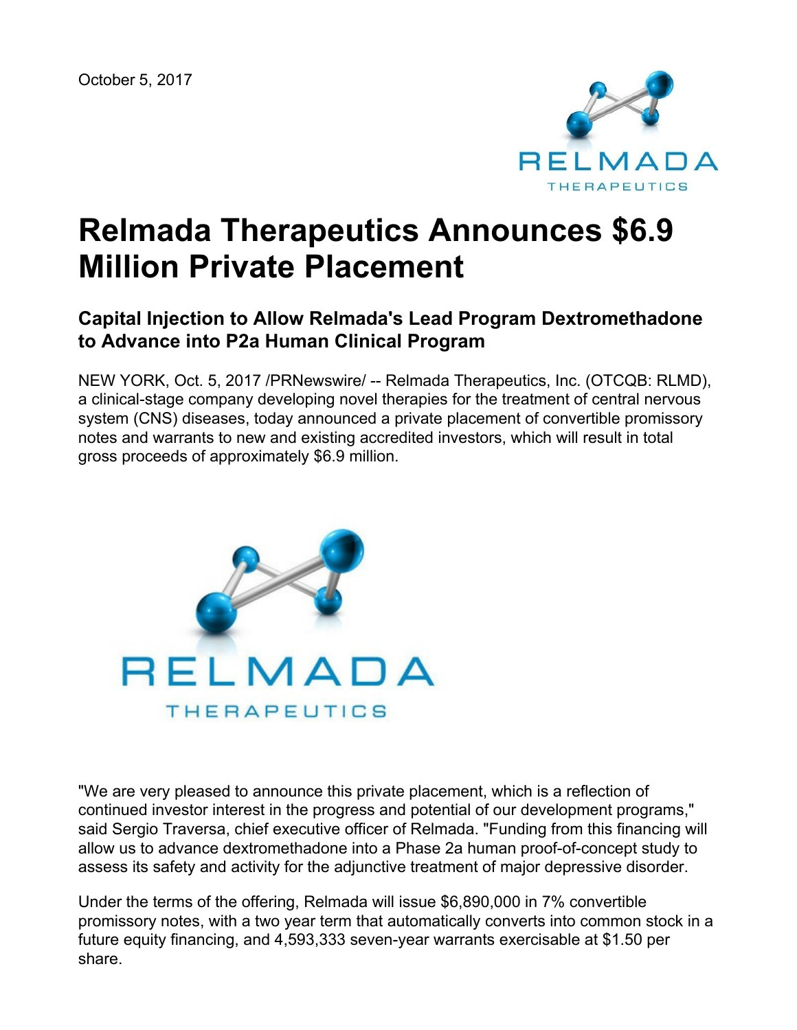October 5, 2017

# Relmada Therapeutics Announces $6.9 Million Private Placement

## Capital Injection to Allow Relmada's Lead Program Dextromethadone to Advance into P2a Human Clinical Program

NEW YORK, Oct. 5, 2017 /PRNewswire/ -- Relmada Therapeutics, Inc. (OTCQB: RLMD), a clinical-stage company developing novel therapies for the treatment of central nervous system (CNS) diseases, today announced a private placement of convertible promissory notes and warrants to new and existing accredited investors, which will result in total gross proceeds of approximately $6.9 million.

"We are very pleased to announce this private placement, which is a reflection of continued investor interest in the progress and potential of our development programs," said Sergio Traversa, chief executive officer of Relmada. "Funding from this financing will allow us to advance dextromethadone into a Phase 2a human proof-of-concept study to assess its safety and activity for the adjunctive treatment of major depressive disorder.

Under the terms of the offering, Relmada will issue $6,890,000 in 7% convertible promissory notes, with a two year term that automatically converts into common stock in a future equity financing, and 4,593,333 seven-year warrants exercisable at $1.50 per share.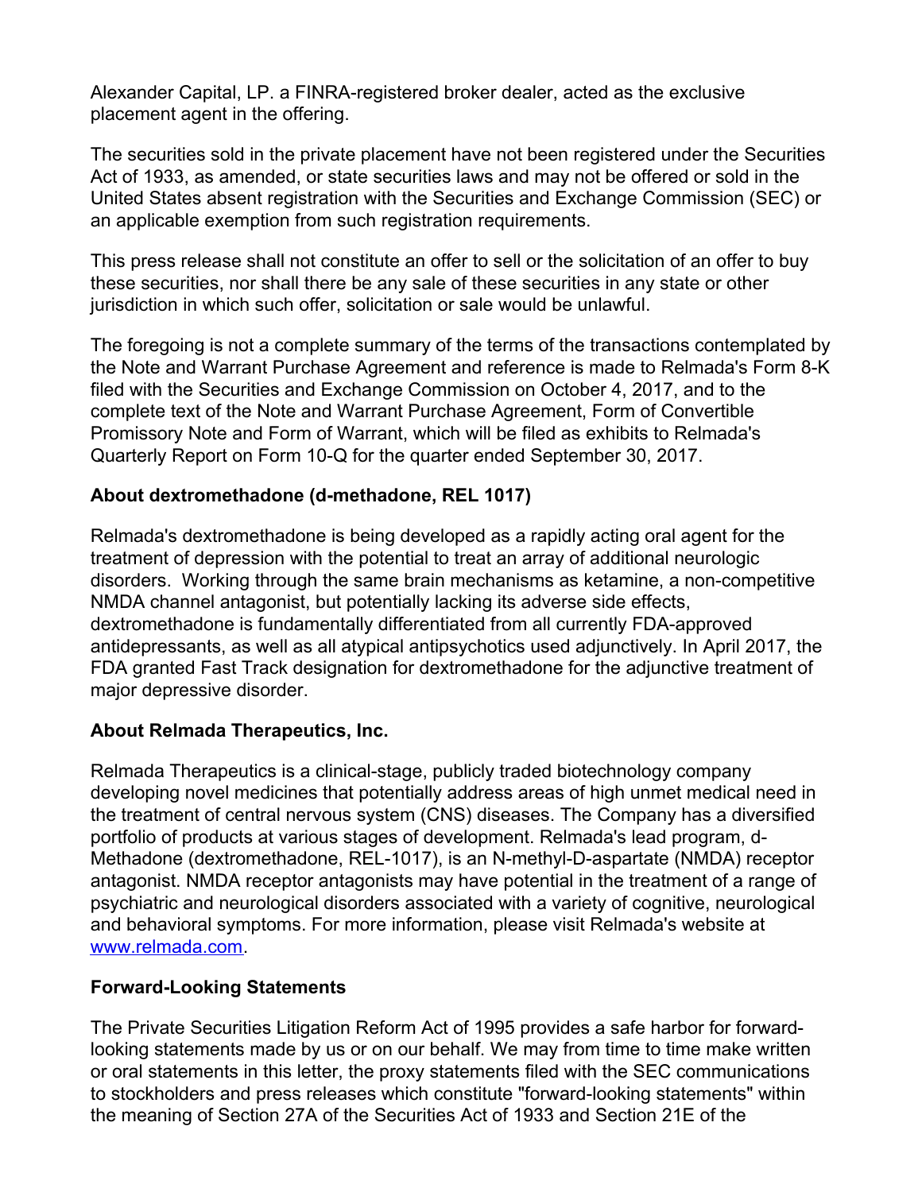Alexander Capital, LP. a FINRA-registered broker dealer, acted as the exclusive placement agent in the offering.

The securities sold in the private placement have not been registered under the Securities Act of 1933, as amended, or state securities laws and may not be offered or sold in the United States absent registration with the Securities and Exchange Commission (SEC) or an applicable exemption from such registration requirements.

This press release shall not constitute an offer to sell or the solicitation of an offer to buy these securities, nor shall there be any sale of these securities in any state or other jurisdiction in which such offer, solicitation or sale would be unlawful.

The foregoing is not a complete summary of the terms of the transactions contemplated by the Note and Warrant Purchase Agreement and reference is made to Relmada's Form 8-K filed with the Securities and Exchange Commission on October 4, 2017, and to the complete text of the Note and Warrant Purchase Agreement, Form of Convertible Promissory Note and Form of Warrant, which will be filed as exhibits to Relmada's Quarterly Report on Form 10-Q for the quarter ended September 30, 2017.

**About dextromethadone (d-methadone, REL 1017)**

Relmada's dextromethadone is being developed as a rapidly acting oral agent for the treatment of depression with the potential to treat an array of additional neurologic disorders. Working through the same brain mechanisms as ketamine, a non-competitive NMDA channel antagonist, but potentially lacking its adverse side effects, dextromethadone is fundamentally differentiated from all currently FDA-approved antidepressants, as well as all atypical antipsychotics used adjunctively. In April 2017, the FDA granted Fast Track designation for dextromethadone for the adjunctive treatment of major depressive disorder.

**About Relmada Therapeutics, Inc.**

Relmada Therapeutics is a clinical-stage, publicly traded biotechnology company developing novel medicines that potentially address areas of high unmet medical need in the treatment of central nervous system (CNS) diseases. The Company has a diversified portfolio of products at various stages of development. Relmada's lead program, d-Methadone (dextromethadone, REL-1017), is an N-methyl-D-aspartate (NMDA) receptor antagonist. NMDA receptor antagonists may have potential in the treatment of a range of psychiatric and neurological disorders associated with a variety of cognitive, neurological and behavioral symptoms. For more information, please visit Relmada's website at [www.relmada.com](http://www.relmada.com).

**Forward-Looking Statements**

The Private Securities Litigation Reform Act of 1995 provides a safe harbor for forward-looking statements made by us or on our behalf. We may from time to time make written or oral statements in this letter, the proxy statements filed with the SEC communications to stockholders and press releases which constitute "forward-looking statements" within the meaning of Section 27A of the Securities Act of 1933 and Section 21E of the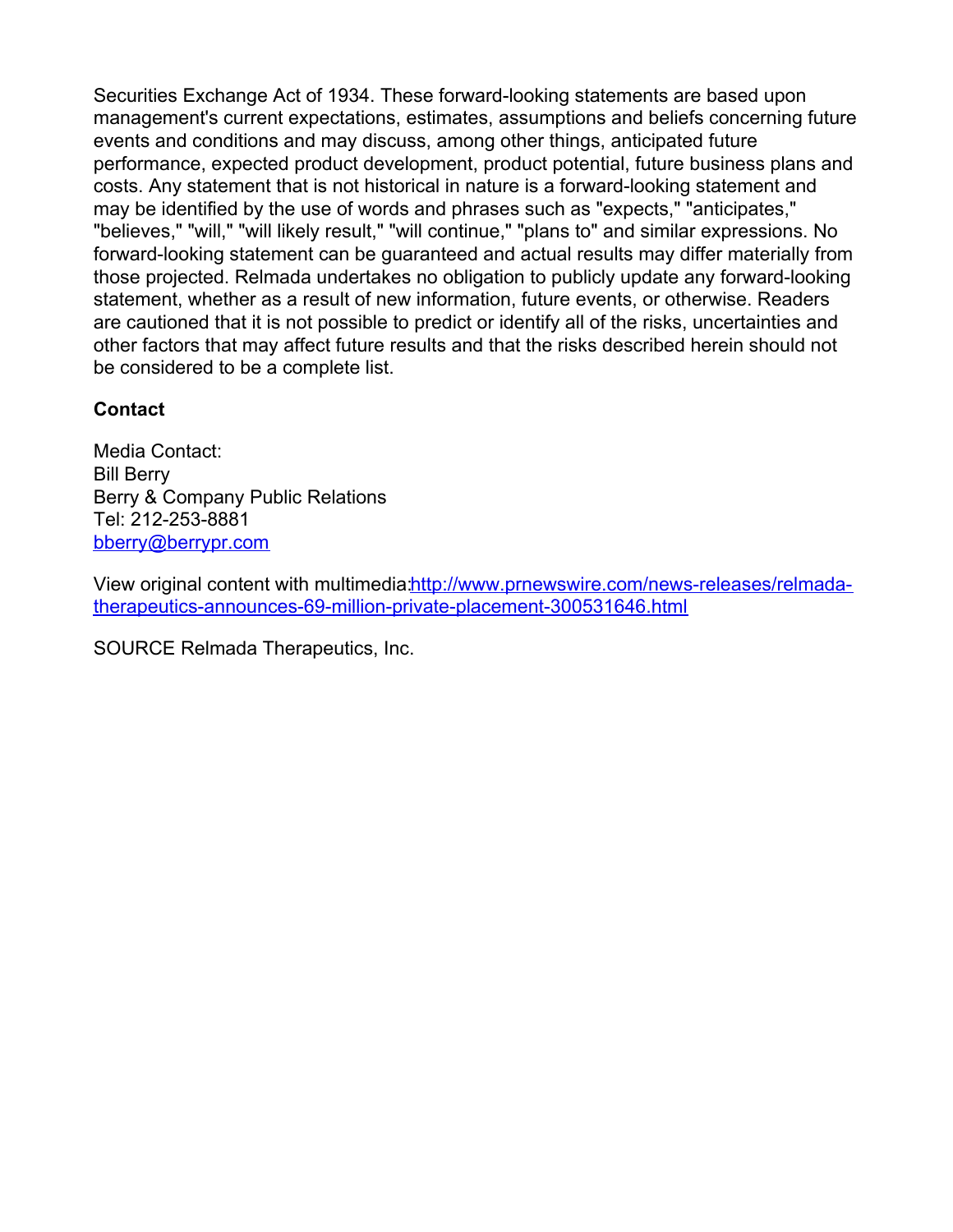Securities Exchange Act of 1934. These forward-looking statements are based upon management's current expectations, estimates, assumptions and beliefs concerning future events and conditions and may discuss, among other things, anticipated future performance, expected product development, product potential, future business plans and costs. Any statement that is not historical in nature is a forward-looking statement and may be identified by the use of words and phrases such as "expects," "anticipates," "believes," "will," "will likely result," "will continue," "plans to" and similar expressions. No forward-looking statement can be guaranteed and actual results may differ materially from those projected. Relmada undertakes no obligation to publicly update any forward-looking statement, whether as a result of new information, future events, or otherwise. Readers are cautioned that it is not possible to predict or identify all of the risks, uncertainties and other factors that may affect future results and that the risks described herein should not be considered to be a complete list.

**Contact**

Media Contact:
Bill Berry
Berry & Company Public Relations
Tel: 212-253-8881
bberry@berrypr.com

View original content with multimedia:http://www.prnewswire.com/news-releases/relmada-therapeutics-announces-69-million-private-placement-300531646.html

SOURCE Relmada Therapeutics, Inc.